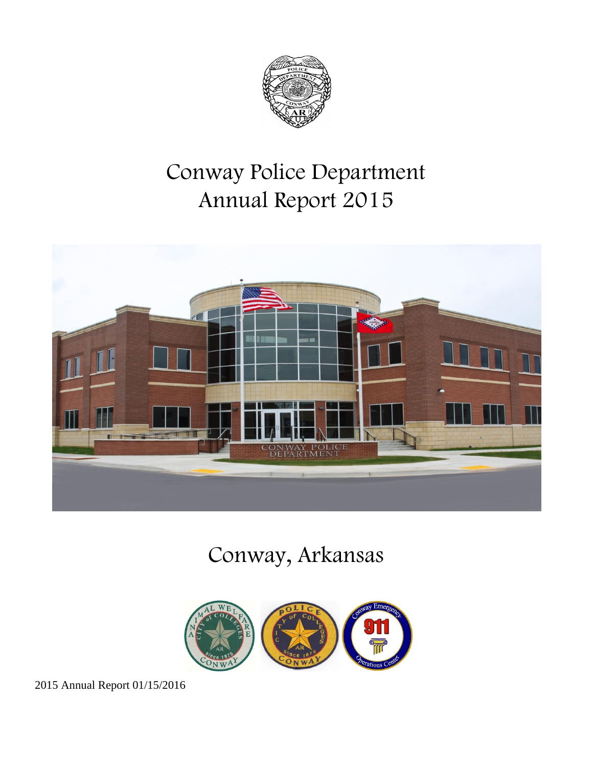# Conway Police Department Annual Report 2015

# Conway, Arkansas

2015 Annual Report 01/15/2016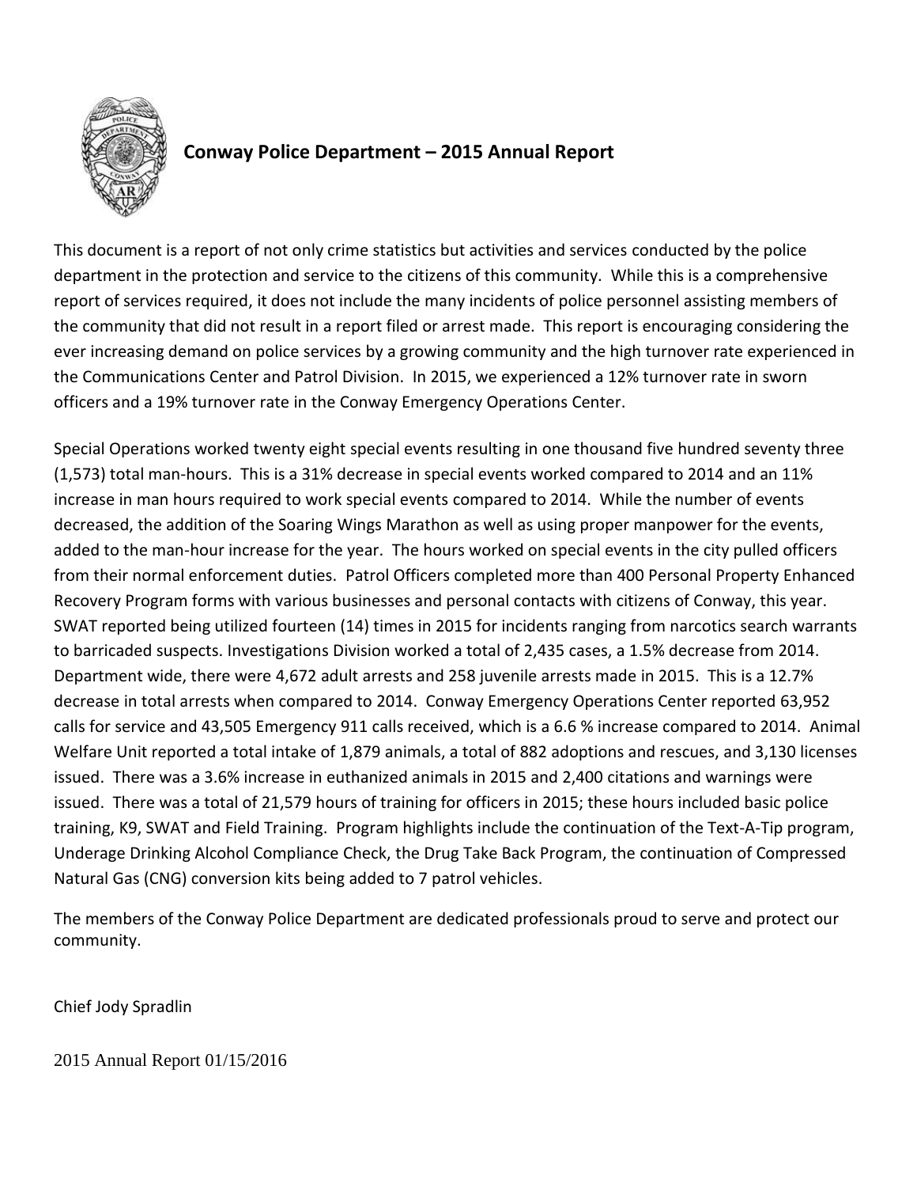## Conway Police Department – 2015 Annual Report

This document is a report of not only crime statistics but activities and services conducted by the police department in the protection and service to the citizens of this community. While this is a comprehensive report of services required, it does not include the many incidents of police personnel assisting members of the community that did not result in a report filed or arrest made. This report is encouraging considering the ever increasing demand on police services by a growing community and the high turnover rate experienced in the Communications Center and Patrol Division. In 2015, we experienced a 12% turnover rate in sworn officers and a 19% turnover rate in the Conway Emergency Operations Center.

Special Operations worked twenty eight special events resulting in one thousand five hundred seventy three (1,573) total man-hours. This is a 31% decrease in special events worked compared to 2014 and an 11% increase in man hours required to work special events compared to 2014. While the number of events decreased, the addition of the Soaring Wings Marathon as well as using proper manpower for the events, added to the man-hour increase for the year. The hours worked on special events in the city pulled officers from their normal enforcement duties. Patrol Officers completed more than 400 Personal Property Enhanced Recovery Program forms with various businesses and personal contacts with citizens of Conway, this year. SWAT reported being utilized fourteen (14) times in 2015 for incidents ranging from narcotics search warrants to barricaded suspects. Investigations Division worked a total of 2,435 cases, a 1.5% decrease from 2014. Department wide, there were 4,672 adult arrests and 258 juvenile arrests made in 2015. This is a 12.7% decrease in total arrests when compared to 2014. Conway Emergency Operations Center reported 63,952 calls for service and 43,505 Emergency 911 calls received, which is a 6.6 % increase compared to 2014. Animal Welfare Unit reported a total intake of 1,879 animals, a total of 882 adoptions and rescues, and 3,130 licenses issued. There was a 3.6% increase in euthanized animals in 2015 and 2,400 citations and warnings were issued. There was a total of 21,579 hours of training for officers in 2015; these hours included basic police training, K9, SWAT and Field Training. Program highlights include the continuation of the Text-A-Tip program, Underage Drinking Alcohol Compliance Check, the Drug Take Back Program, the continuation of Compressed Natural Gas (CNG) conversion kits being added to 7 patrol vehicles.

The members of the Conway Police Department are dedicated professionals proud to serve and protect our community.

Chief Jody Spradlin

2015 Annual Report 01/15/2016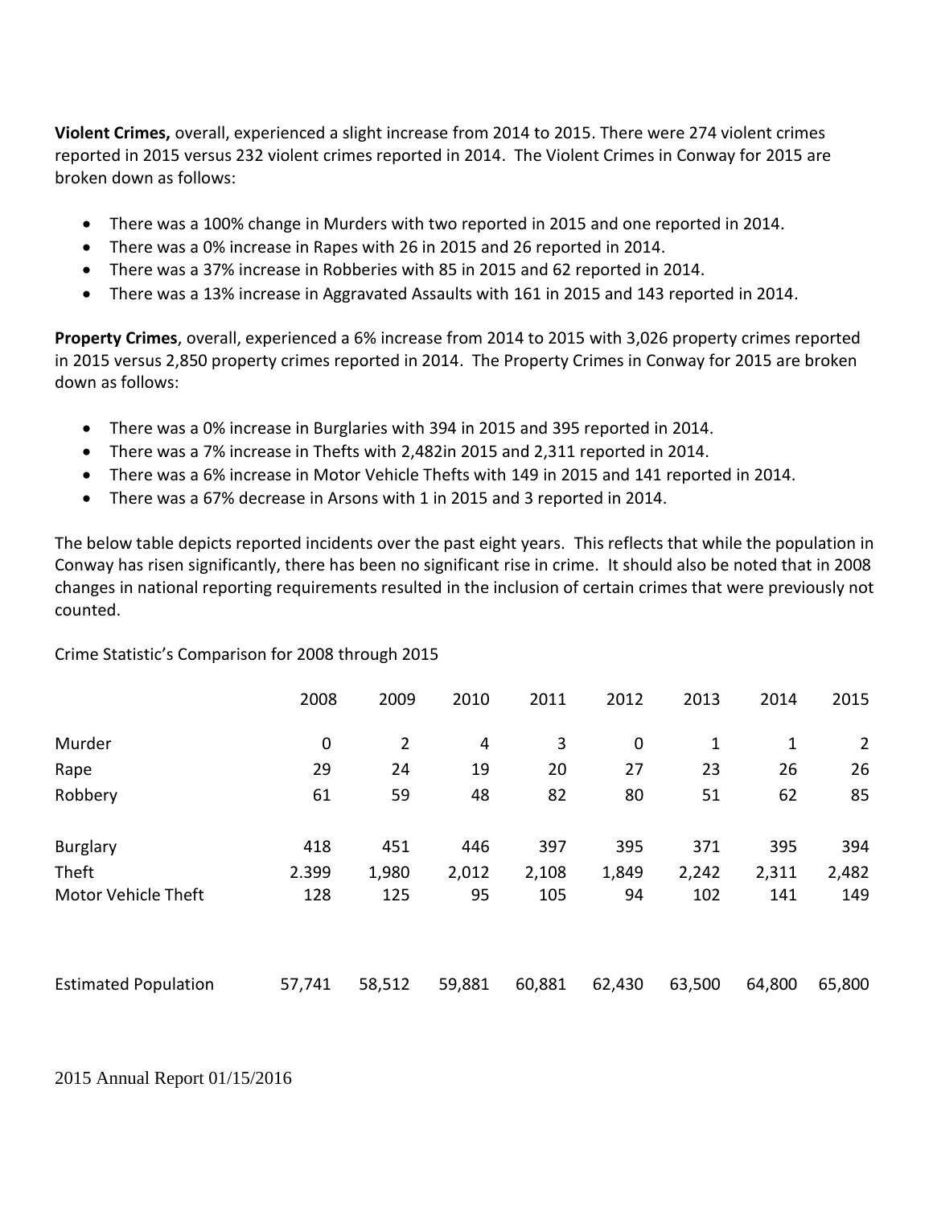**Violent Crimes,** overall, experienced a slight increase from 2014 to 2015. There were 274 violent crimes reported in 2015 versus 232 violent crimes reported in 2014. The Violent Crimes in Conway for 2015 are broken down as follows:

- There was a 100% change in Murders with two reported in 2015 and one reported in 2014.
- There was a 0% increase in Rapes with 26 in 2015 and 26 reported in 2014.
- There was a 37% increase in Robberies with 85 in 2015 and 62 reported in 2014.
- There was a 13% increase in Aggravated Assaults with 161 in 2015 and 143 reported in 2014.

**Property Crimes**, overall, experienced a 6% increase from 2014 to 2015 with 3,026 property crimes reported in 2015 versus 2,850 property crimes reported in 2014. The Property Crimes in Conway for 2015 are broken down as follows:

- There was a 0% increase in Burglaries with 394 in 2015 and 395 reported in 2014.
- There was a 7% increase in Thefts with 2,482in 2015 and 2,311 reported in 2014.
- There was a 6% increase in Motor Vehicle Thefts with 149 in 2015 and 141 reported in 2014.
- There was a 67% decrease in Arsons with 1 in 2015 and 3 reported in 2014.

The below table depicts reported incidents over the past eight years. This reflects that while the population in Conway has risen significantly, there has been no significant rise in crime. It should also be noted that in 2008 changes in national reporting requirements resulted in the inclusion of certain crimes that were previously not counted.

Crime Statistic's Comparison for 2008 through 2015

| | 2008 | 2009 | 2010 | 2011 | 2012 | 2013 | 2014 | 2015 |
|---|---|---|---|---|---|---|---|---|
| Murder | 0 | 2 | 4 | 3 | 0 | 1 | 1 | 2 |
| Rape | 29 | 24 | 19 | 20 | 27 | 23 | 26 | 26 |
| Robbery | 61 | 59 | 48 | 82 | 80 | 51 | 62 | 85 |
| Burglary | 418 | 451 | 446 | 397 | 395 | 371 | 395 | 394 |
| Theft | 2.399 | 1,980 | 2,012 | 2,108 | 1,849 | 2,242 | 2,311 | 2,482 |
| Motor Vehicle Theft | 128 | 125 | 95 | 105 | 94 | 102 | 141 | 149 |
| Estimated Population | 57,741 | 58,512 | 59,881 | 60,881 | 62,430 | 63,500 | 64,800 | 65,800 |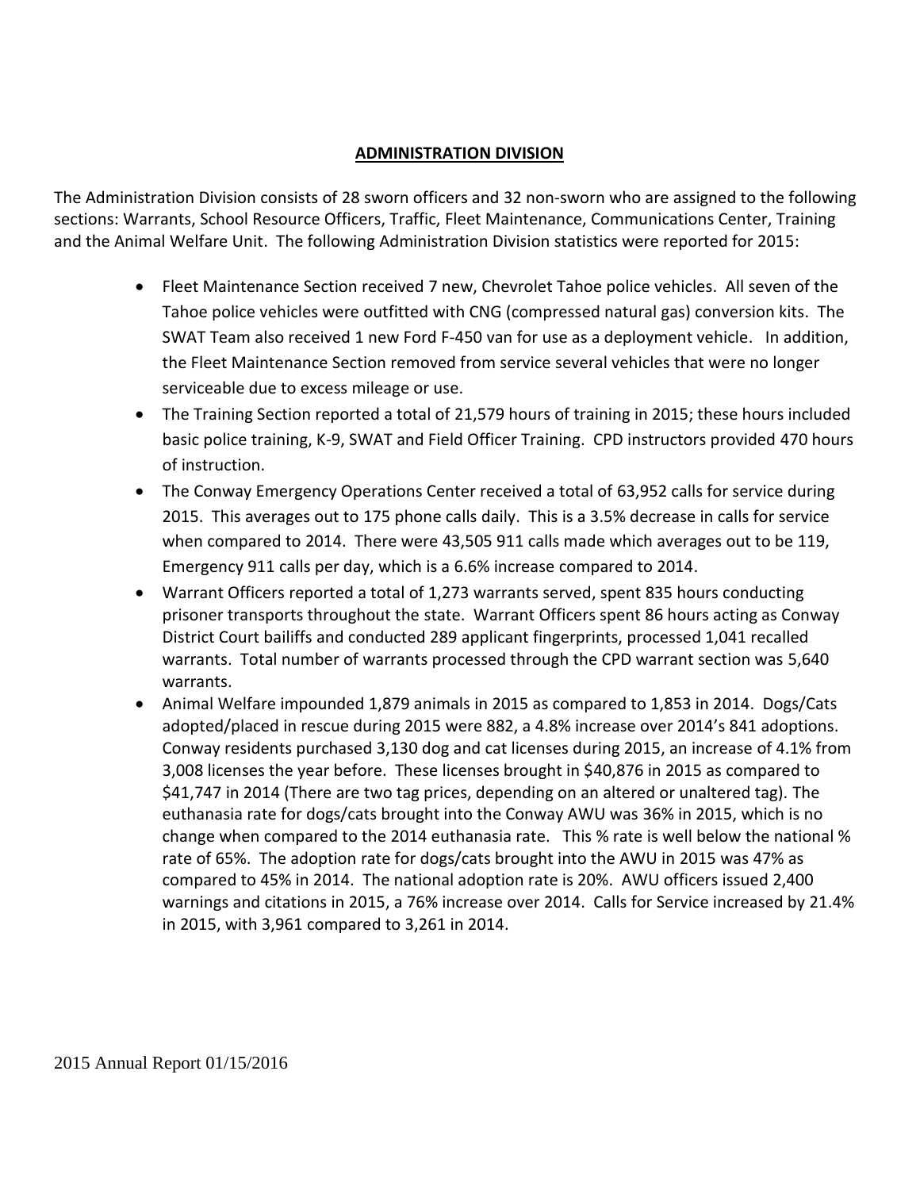## ADMINISTRATION DIVISION

The Administration Division consists of 28 sworn officers and 32 non-sworn who are assigned to the following sections: Warrants, School Resource Officers, Traffic, Fleet Maintenance, Communications Center, Training and the Animal Welfare Unit. The following Administration Division statistics were reported for 2015:

- Fleet Maintenance Section received 7 new, Chevrolet Tahoe police vehicles. All seven of the Tahoe police vehicles were outfitted with CNG (compressed natural gas) conversion kits. The SWAT Team also received 1 new Ford F-450 van for use as a deployment vehicle. In addition, the Fleet Maintenance Section removed from service several vehicles that were no longer serviceable due to excess mileage or use.
- The Training Section reported a total of 21,579 hours of training in 2015; these hours included basic police training, K-9, SWAT and Field Officer Training. CPD instructors provided 470 hours of instruction.
- The Conway Emergency Operations Center received a total of 63,952 calls for service during 2015. This averages out to 175 phone calls daily. This is a 3.5% decrease in calls for service when compared to 2014. There were 43,505 911 calls made which averages out to be 119, Emergency 911 calls per day, which is a 6.6% increase compared to 2014.
- Warrant Officers reported a total of 1,273 warrants served, spent 835 hours conducting prisoner transports throughout the state. Warrant Officers spent 86 hours acting as Conway District Court bailiffs and conducted 289 applicant fingerprints, processed 1,041 recalled warrants. Total number of warrants processed through the CPD warrant section was 5,640 warrants.
- Animal Welfare impounded 1,879 animals in 2015 as compared to 1,853 in 2014. Dogs/Cats adopted/placed in rescue during 2015 were 882, a 4.8% increase over 2014's 841 adoptions. Conway residents purchased 3,130 dog and cat licenses during 2015, an increase of 4.1% from 3,008 licenses the year before. These licenses brought in $40,876 in 2015 as compared to $41,747 in 2014 (There are two tag prices, depending on an altered or unaltered tag). The euthanasia rate for dogs/cats brought into the Conway AWU was 36% in 2015, which is no change when compared to the 2014 euthanasia rate. This % rate is well below the national % rate of 65%. The adoption rate for dogs/cats brought into the AWU in 2015 was 47% as compared to 45% in 2014. The national adoption rate is 20%. AWU officers issued 2,400 warnings and citations in 2015, a 76% increase over 2014. Calls for Service increased by 21.4% in 2015, with 3,961 compared to 3,261 in 2014.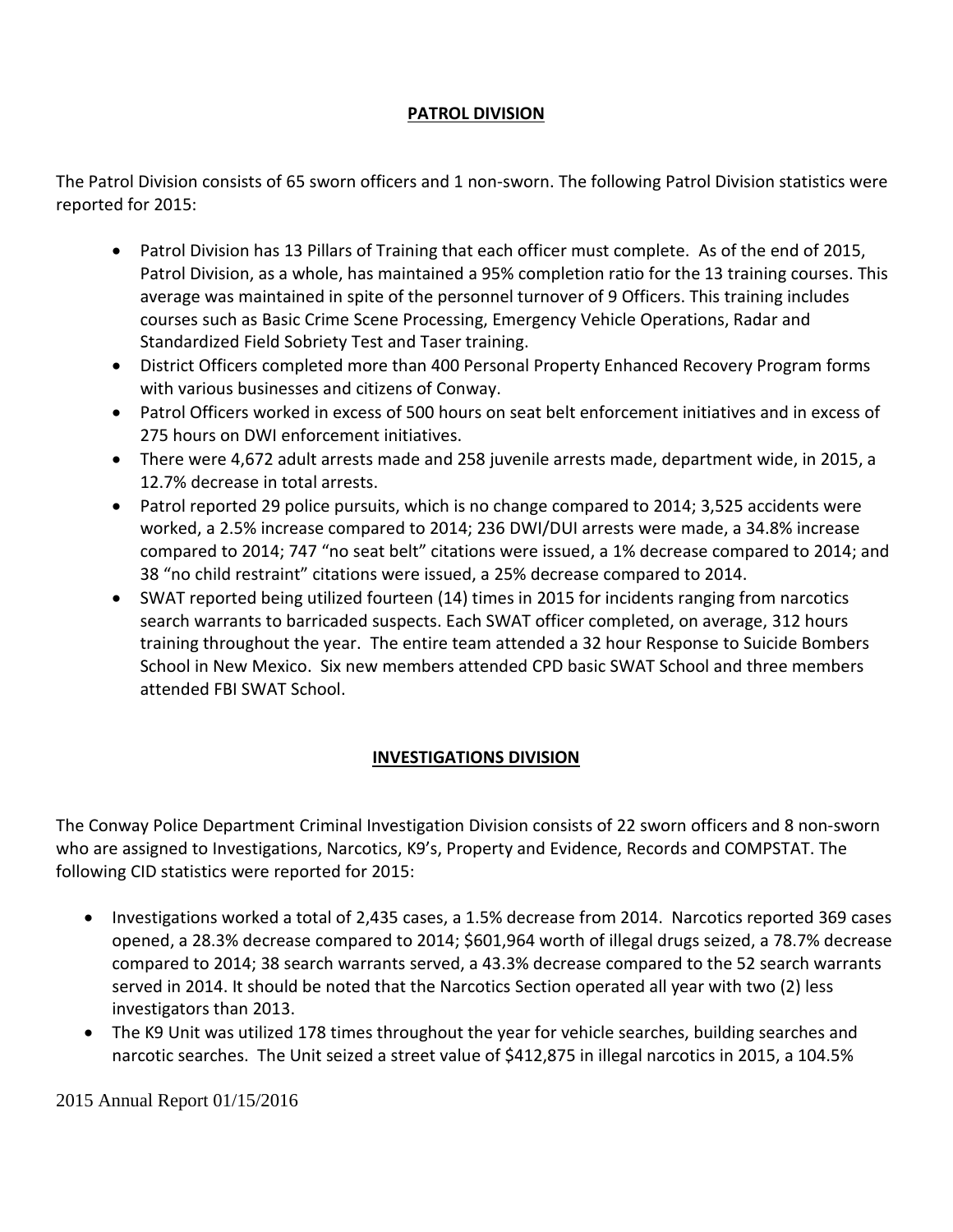## PATROL DIVISION

The Patrol Division consists of 65 sworn officers and 1 non-sworn. The following Patrol Division statistics were reported for 2015:

- Patrol Division has 13 Pillars of Training that each officer must complete. As of the end of 2015, Patrol Division, as a whole, has maintained a 95% completion ratio for the 13 training courses. This average was maintained in spite of the personnel turnover of 9 Officers. This training includes courses such as Basic Crime Scene Processing, Emergency Vehicle Operations, Radar and Standardized Field Sobriety Test and Taser training.
- District Officers completed more than 400 Personal Property Enhanced Recovery Program forms with various businesses and citizens of Conway.
- Patrol Officers worked in excess of 500 hours on seat belt enforcement initiatives and in excess of 275 hours on DWI enforcement initiatives.
- There were 4,672 adult arrests made and 258 juvenile arrests made, department wide, in 2015, a 12.7% decrease in total arrests.
- Patrol reported 29 police pursuits, which is no change compared to 2014; 3,525 accidents were worked, a 2.5% increase compared to 2014; 236 DWI/DUI arrests were made, a 34.8% increase compared to 2014; 747 "no seat belt" citations were issued, a 1% decrease compared to 2014; and 38 "no child restraint" citations were issued, a 25% decrease compared to 2014.
- SWAT reported being utilized fourteen (14) times in 2015 for incidents ranging from narcotics search warrants to barricaded suspects. Each SWAT officer completed, on average, 312 hours training throughout the year. The entire team attended a 32 hour Response to Suicide Bombers School in New Mexico. Six new members attended CPD basic SWAT School and three members attended FBI SWAT School.

## INVESTIGATIONS DIVISION

The Conway Police Department Criminal Investigation Division consists of 22 sworn officers and 8 non-sworn who are assigned to Investigations, Narcotics, K9's, Property and Evidence, Records and COMPSTAT. The following CID statistics were reported for 2015:

- Investigations worked a total of 2,435 cases, a 1.5% decrease from 2014. Narcotics reported 369 cases opened, a 28.3% decrease compared to 2014; $601,964 worth of illegal drugs seized, a 78.7% decrease compared to 2014; 38 search warrants served, a 43.3% decrease compared to the 52 search warrants served in 2014. It should be noted that the Narcotics Section operated all year with two (2) less investigators than 2013.
- The K9 Unit was utilized 178 times throughout the year for vehicle searches, building searches and narcotic searches. The Unit seized a street value of $412,875 in illegal narcotics in 2015, a 104.5%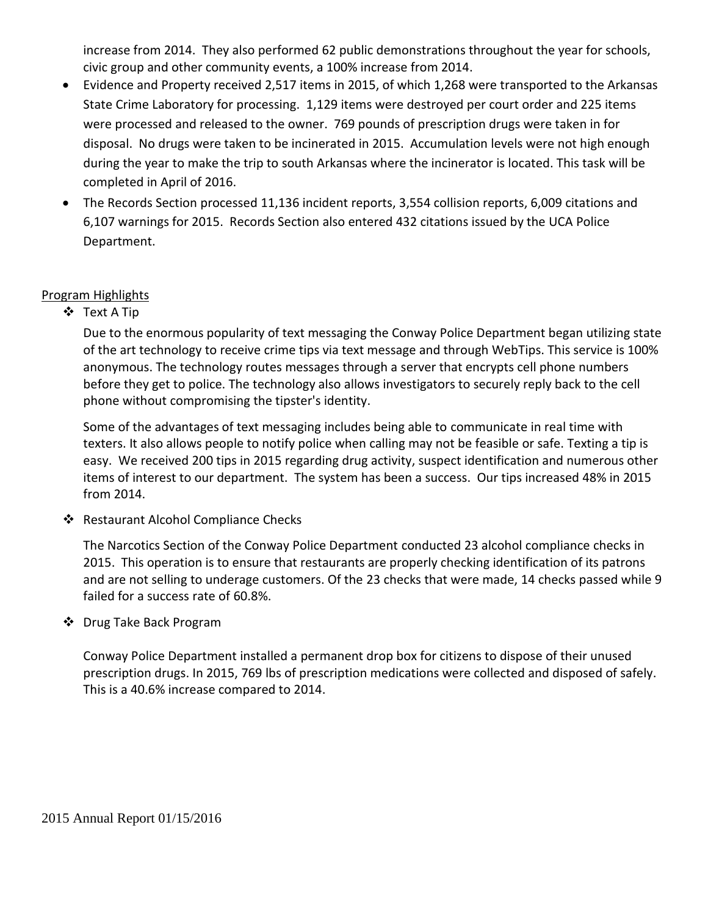increase from 2014. They also performed 62 public demonstrations throughout the year for schools, civic group and other community events, a 100% increase from 2014.

- Evidence and Property received 2,517 items in 2015, of which 1,268 were transported to the Arkansas State Crime Laboratory for processing. 1,129 items were destroyed per court order and 225 items were processed and released to the owner. 769 pounds of prescription drugs were taken in for disposal. No drugs were taken to be incinerated in 2015. Accumulation levels were not high enough during the year to make the trip to south Arkansas where the incinerator is located. This task will be completed in April of 2016.
- The Records Section processed 11,136 incident reports, 3,554 collision reports, 6,009 citations and 6,107 warnings for 2015. Records Section also entered 432 citations issued by the UCA Police Department.

Program Highlights

- Text A Tip

  Due to the enormous popularity of text messaging the Conway Police Department began utilizing state of the art technology to receive crime tips via text message and through WebTips. This service is 100% anonymous. The technology routes messages through a server that encrypts cell phone numbers before they get to police. The technology also allows investigators to securely reply back to the cell phone without compromising the tipster's identity.

  Some of the advantages of text messaging includes being able to communicate in real time with texters. It also allows people to notify police when calling may not be feasible or safe. Texting a tip is easy. We received 200 tips in 2015 regarding drug activity, suspect identification and numerous other items of interest to our department. The system has been a success. Our tips increased 48% in 2015 from 2014.

- Restaurant Alcohol Compliance Checks

  The Narcotics Section of the Conway Police Department conducted 23 alcohol compliance checks in 2015. This operation is to ensure that restaurants are properly checking identification of its patrons and are not selling to underage customers. Of the 23 checks that were made, 14 checks passed while 9 failed for a success rate of 60.8%.

- Drug Take Back Program

  Conway Police Department installed a permanent drop box for citizens to dispose of their unused prescription drugs. In 2015, 769 lbs of prescription medications were collected and disposed of safely. This is a 40.6% increase compared to 2014.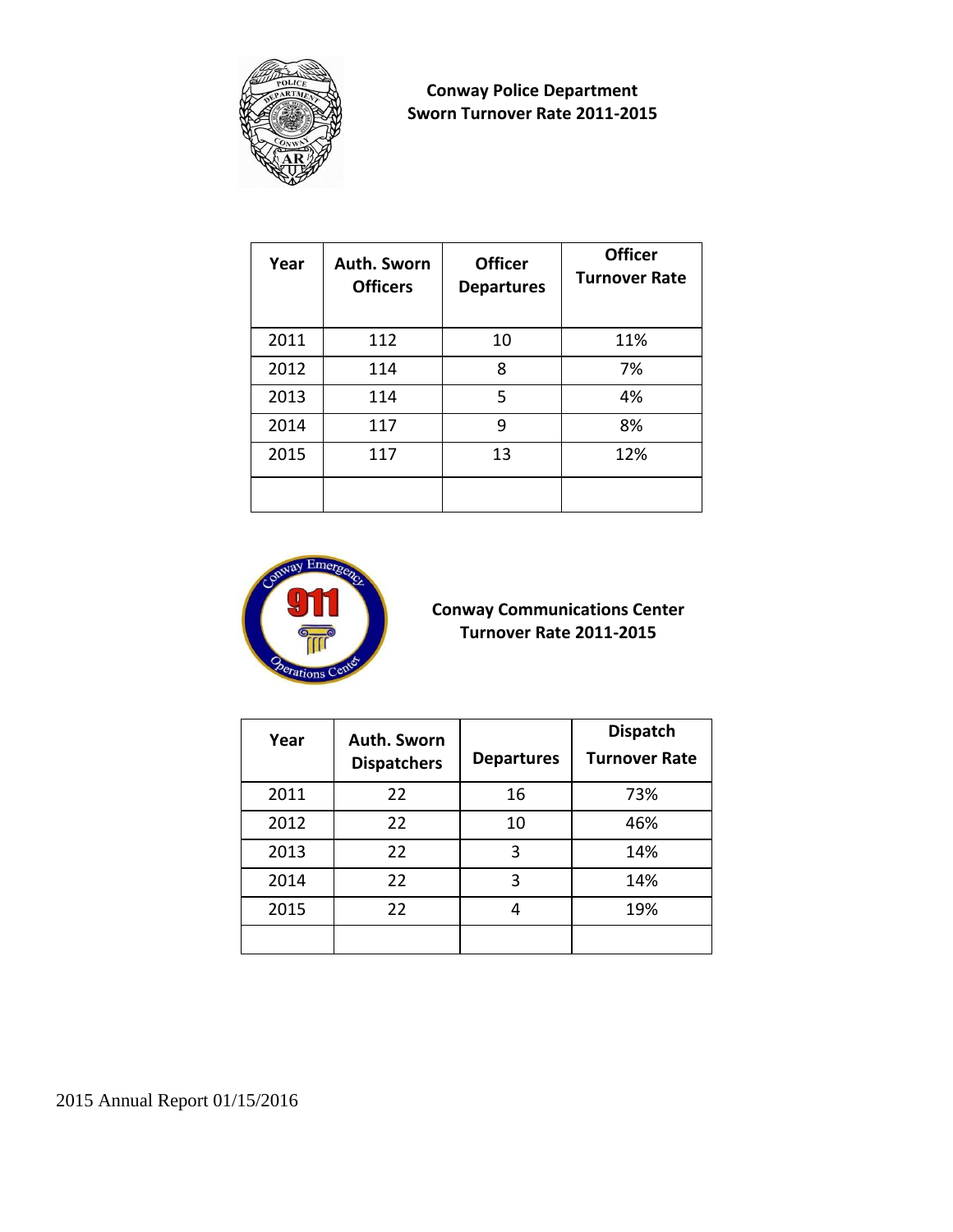**Conway Police Department**
**Sworn Turnover Rate 2011-2015**

| Year | Auth. Sworn Officers | Officer Departures | Officer Turnover Rate |
|---|---|---|---|
| 2011 | 112 | 10 | 11% |
| 2012 | 114 | 8 | 7% |
| 2013 | 114 | 5 | 4% |
| 2014 | 117 | 9 | 8% |
| 2015 | 117 | 13 | 12% |
| | | | |

**Conway Communications Center**
**Turnover Rate 2011-2015**

| Year | Auth. Sworn Dispatchers | Departures | Dispatch Turnover Rate |
|---|---|---|---|
| 2011 | 22 | 16 | 73% |
| 2012 | 22 | 10 | 46% |
| 2013 | 22 | 3 | 14% |
| 2014 | 22 | 3 | 14% |
| 2015 | 22 | 4 | 19% |
| | | | |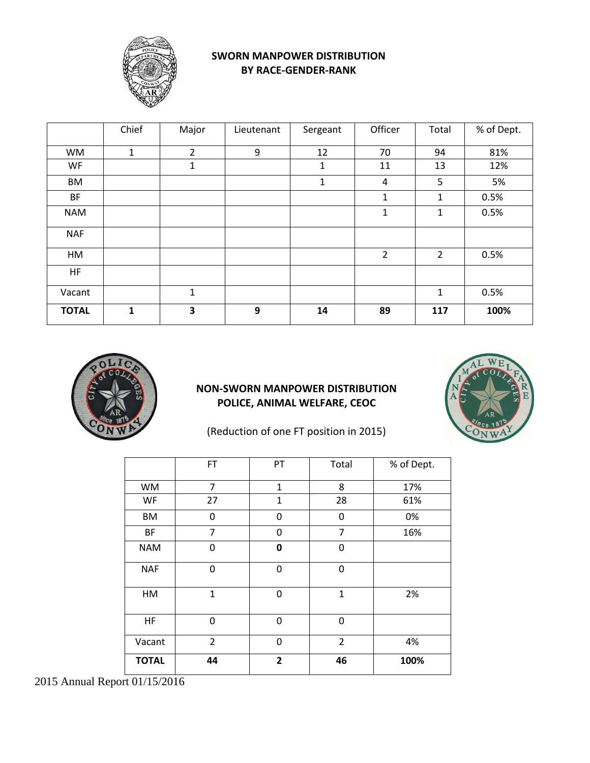## SWORN MANPOWER DISTRIBUTION BY RACE-GENDER-RANK

| | Chief | Major | Lieutenant | Sergeant | Officer | Total | % of Dept. |
|---|---|---|---|---|---|---|---|
| WM | 1 | 2 | 9 | 12 | 70 | 94 | 81% |
| WF | | 1 | | 1 | 11 | 13 | 12% |
| BM | | | | 1 | 4 | 5 | 5% |
| BF | | | | | 1 | 1 | 0.5% |
| NAM | | | | | 1 | 1 | 0.5% |
| NAF | | | | | | | |
| HM | | | | | 2 | 2 | 0.5% |
| HF | | | | | | | |
| Vacant | | 1 | | | | 1 | 0.5% |
| **TOTAL** | **1** | **3** | **9** | **14** | **89** | **117** | **100%** |

## NON-SWORN MANPOWER DISTRIBUTION POLICE, ANIMAL WELFARE, CEOC

(Reduction of one FT position in 2015)

| | FT | PT | Total | % of Dept. |
|---|---|---|---|---|
| WM | 7 | 1 | 8 | 17% |
| WF | 27 | 1 | 28 | 61% |
| BM | 0 | 0 | 0 | 0% |
| BF | 7 | 0 | 7 | 16% |
| NAM | 0 | **0** | 0 | |
| NAF | 0 | 0 | 0 | |
| HM | 1 | 0 | 1 | 2% |
| HF | 0 | 0 | 0 | |
| Vacant | 2 | 0 | 2 | 4% |
| **TOTAL** | **44** | **2** | **46** | **100%** |

2015 Annual Report 01/15/2016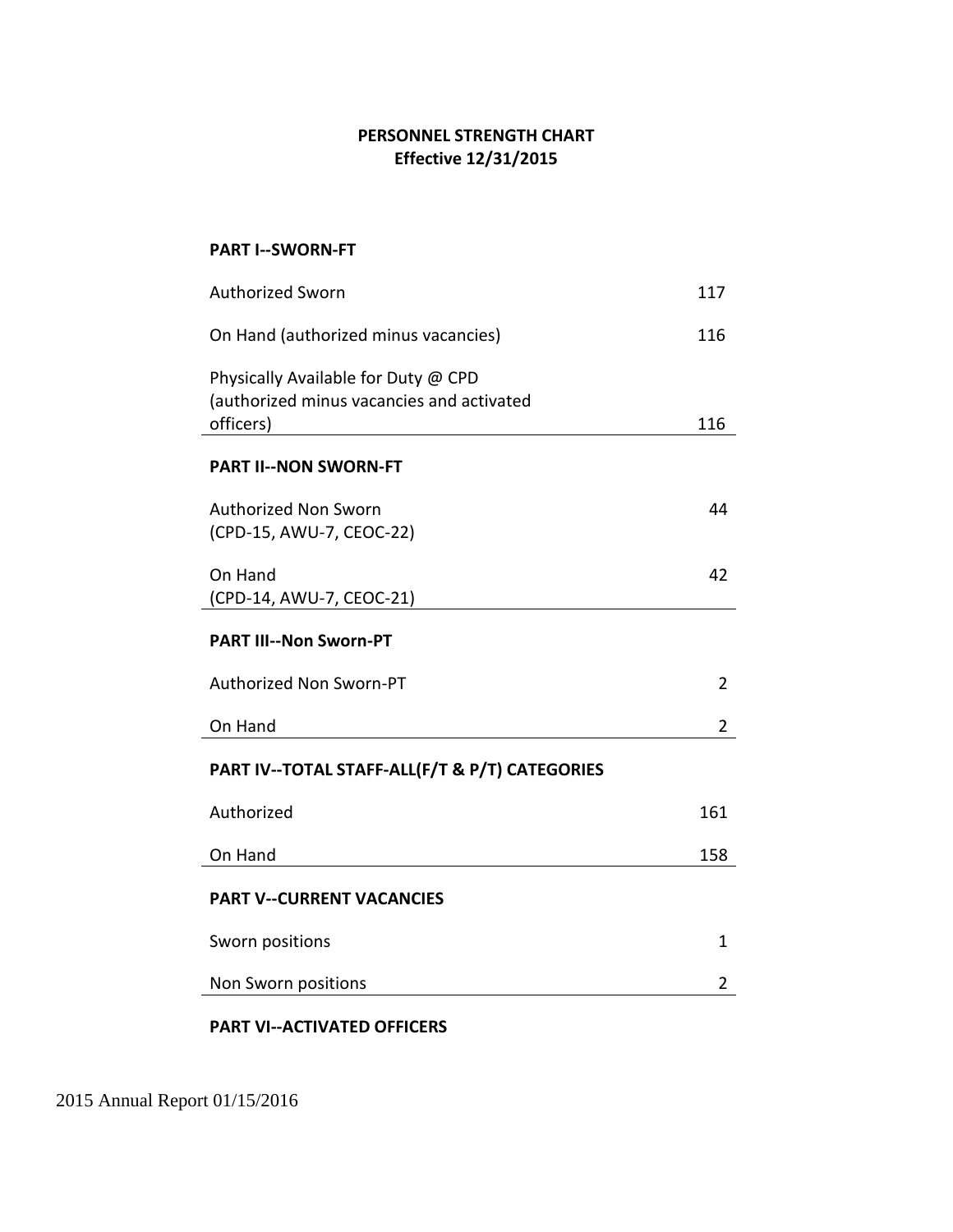**PERSONNEL STRENGTH CHART**
**Effective 12/31/2015**

| | |
|---|---|
| **PART I--SWORN-FT** | |
| Authorized Sworn | 117 |
| On Hand (authorized minus vacancies) | 116 |
| Physically Available for Duty @ CPD (authorized minus vacancies and activated officers) | 116 |
| **PART II--NON SWORN-FT** | |
| Authorized Non Sworn (CPD-15, AWU-7, CEOC-22) | 44 |
| On Hand (CPD-14, AWU-7, CEOC-21) | 42 |
| **PART III--Non Sworn-PT** | |
| Authorized Non Sworn-PT | 2 |
| On Hand | 2 |
| **PART IV--TOTAL STAFF-ALL(F/T & P/T) CATEGORIES** | |
| Authorized | 161 |
| On Hand | 158 |
| **PART V--CURRENT VACANCIES** | |
| Sworn positions | 1 |
| Non Sworn positions | 2 |
| **PART VI--ACTIVATED OFFICERS** | |

2015 Annual Report 01/15/2016